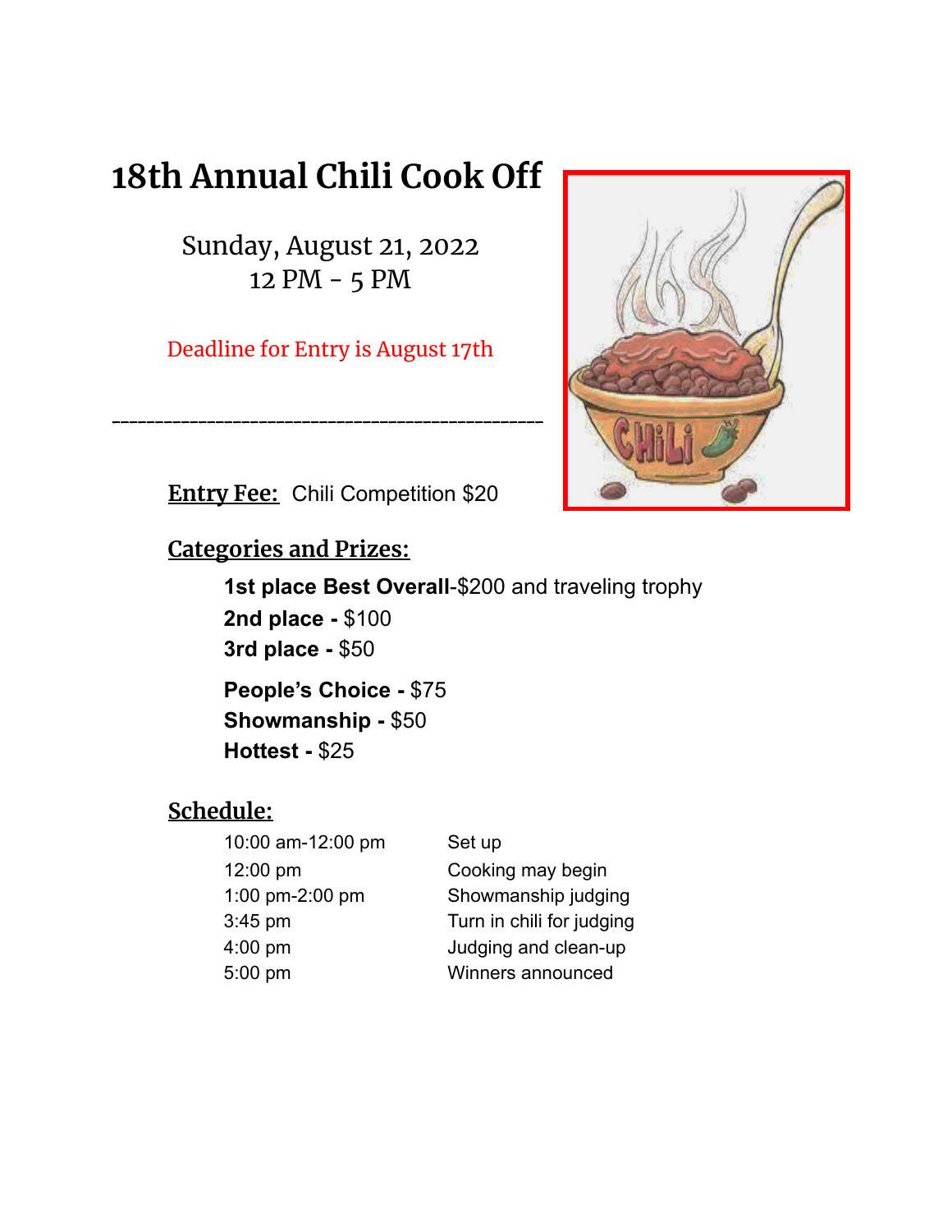# 18th Annual Chili Cook Off

Sunday, August 21, 2022
12 PM - 5 PM

Deadline for Entry is August 17th

---

**Entry Fee:** Chili Competition $20

## Categories and Prizes:

**1st place Best Overall**-$200 and traveling trophy
**2nd place -** $100
**3rd place -** $50

**People's Choice -** $75
**Showmanship -** $50
**Hottest -** $25

## Schedule:

| | |
|---|---|
| 10:00 am-12:00 pm | Set up |
| 12:00 pm | Cooking may begin |
| 1:00 pm-2:00 pm | Showmanship judging |
| 3:45 pm | Turn in chili for judging |
| 4:00 pm | Judging and clean-up |
| 5:00 pm | Winners announced |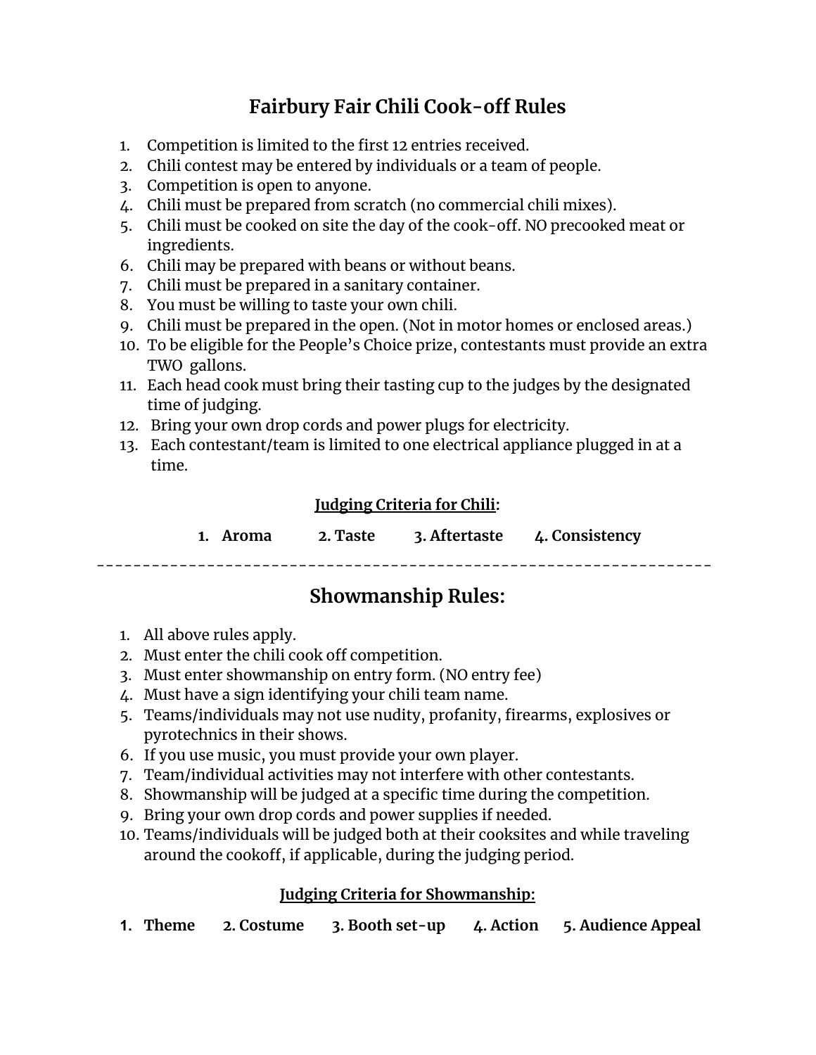# Fairbury Fair Chili Cook-off Rules

1. Competition is limited to the first 12 entries received.
2. Chili contest may be entered by individuals or a team of people.
3. Competition is open to anyone.
4. Chili must be prepared from scratch (no commercial chili mixes).
5. Chili must be cooked on site the day of the cook-off. NO precooked meat or ingredients.
6. Chili may be prepared with beans or without beans.
7. Chili must be prepared in a sanitary container.
8. You must be willing to taste your own chili.
9. Chili must be prepared in the open. (Not in motor homes or enclosed areas.)
10. To be eligible for the People's Choice prize, contestants must provide an extra TWO gallons.
11. Each head cook must bring their tasting cup to the judges by the designated time of judging.
12. Bring your own drop cords and power plugs for electricity.
13. Each contestant/team is limited to one electrical appliance plugged in at a time.

### Judging Criteria for Chili:

**1. Aroma  2. Taste  3. Aftertaste  4. Consistency**

---

## Showmanship Rules:

1. All above rules apply.
2. Must enter the chili cook off competition.
3. Must enter showmanship on entry form. (NO entry fee)
4. Must have a sign identifying your chili team name.
5. Teams/individuals may not use nudity, profanity, firearms, explosives or pyrotechnics in their shows.
6. If you use music, you must provide your own player.
7. Team/individual activities may not interfere with other contestants.
8. Showmanship will be judged at a specific time during the competition.
9. Bring your own drop cords and power supplies if needed.
10. Teams/individuals will be judged both at their cooksites and while traveling around the cookoff, if applicable, during the judging period.

### Judging Criteria for Showmanship:

**1. Theme  2. Costume  3. Booth set-up  4. Action  5. Audience Appeal**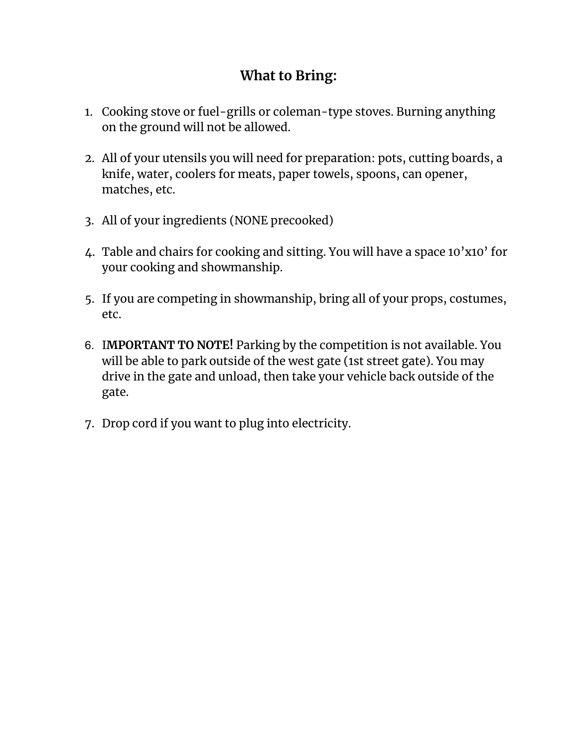## What to Bring:

1. Cooking stove or fuel-grills or coleman-type stoves. Burning anything on the ground will not be allowed.

2. All of your utensils you will need for preparation: pots, cutting boards, a knife, water, coolers for meats, paper towels, spoons, can opener, matches, etc.

3. All of your ingredients (NONE precooked)

4. Table and chairs for cooking and sitting. You will have a space 10'x10' for your cooking and showmanship.

5. If you are competing in showmanship, bring all of your props, costumes, etc.

6. **IMPORTANT TO NOTE!** Parking by the competition is not available. You will be able to park outside of the west gate (1st street gate). You may drive in the gate and unload, then take your vehicle back outside of the gate.

7. Drop cord if you want to plug into electricity.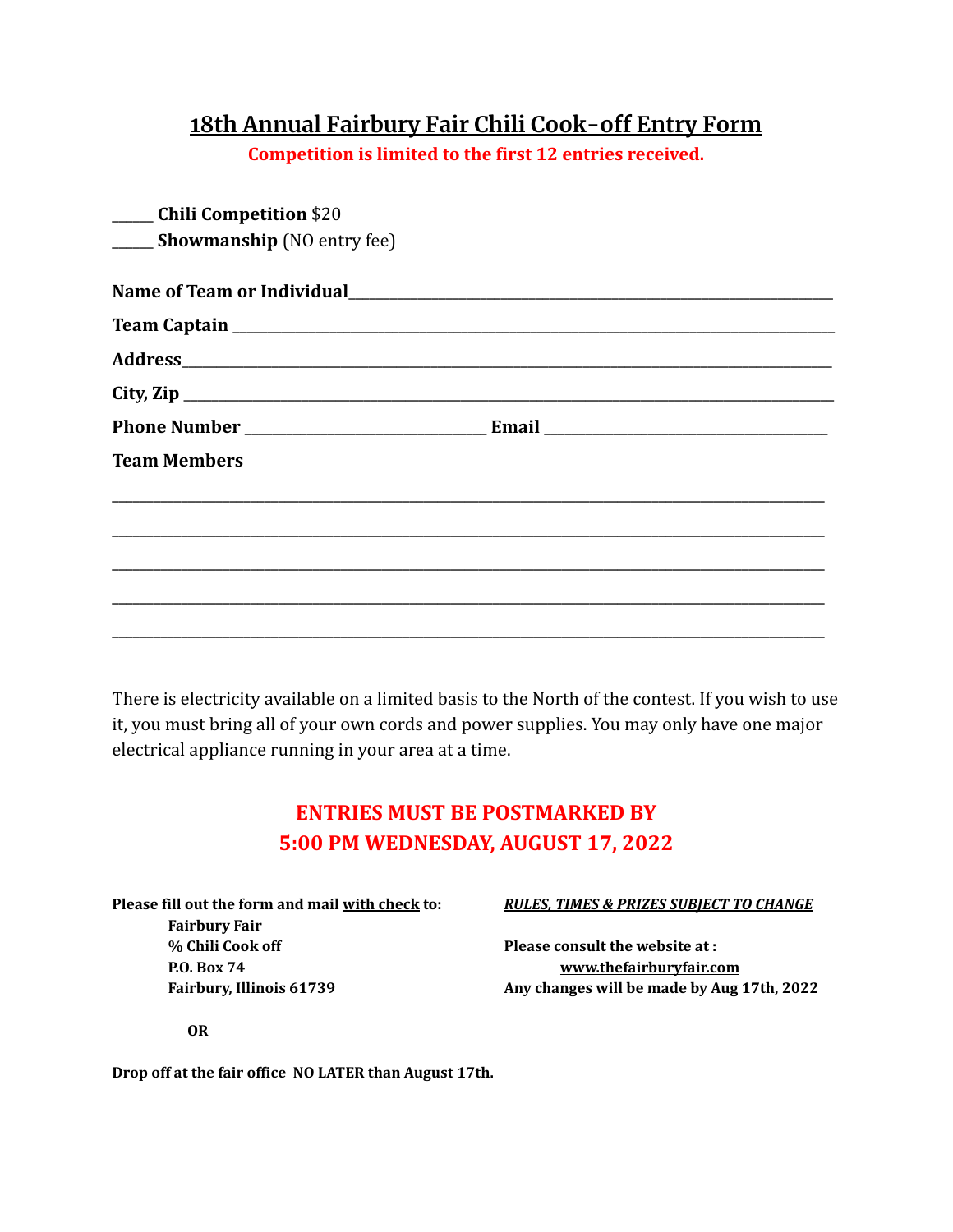# 18th Annual Fairbury Fair Chili Cook-off Entry Form

**Competition is limited to the first 12 entries received.**

_____ **Chili Competition** $20
_____ **Showmanship** (NO entry fee)

**Name of Team or Individual**_______________________________________________

**Team Captain** _______________________________________________

**Address**_______________________________________________

**City, Zip** _______________________________________________

**Phone Number** _______________________ **Email** ___________________________

**Team Members**

_______________________________________________

_______________________________________________

_______________________________________________

_______________________________________________

_______________________________________________

There is electricity available on a limited basis to the North of the contest. If you wish to use it, you must bring all of your own cords and power supplies. You may only have one major electrical appliance running in your area at a time.

**ENTRIES MUST BE POSTMARKED BY**
**5:00 PM WEDNESDAY, AUGUST 17, 2022**

**Please fill out the form and mail with check to:**
**Fairbury Fair**
**% Chili Cook off**
**P.O. Box 74**
**Fairbury, Illinois 61739**

**OR**

**Drop off at the fair office NO LATER than August 17th.**

***RULES, TIMES & PRIZES SUBJECT TO CHANGE***

**Please consult the website at :**
**www.thefairburyfair.com**
**Any changes will be made by Aug 17th, 2022**